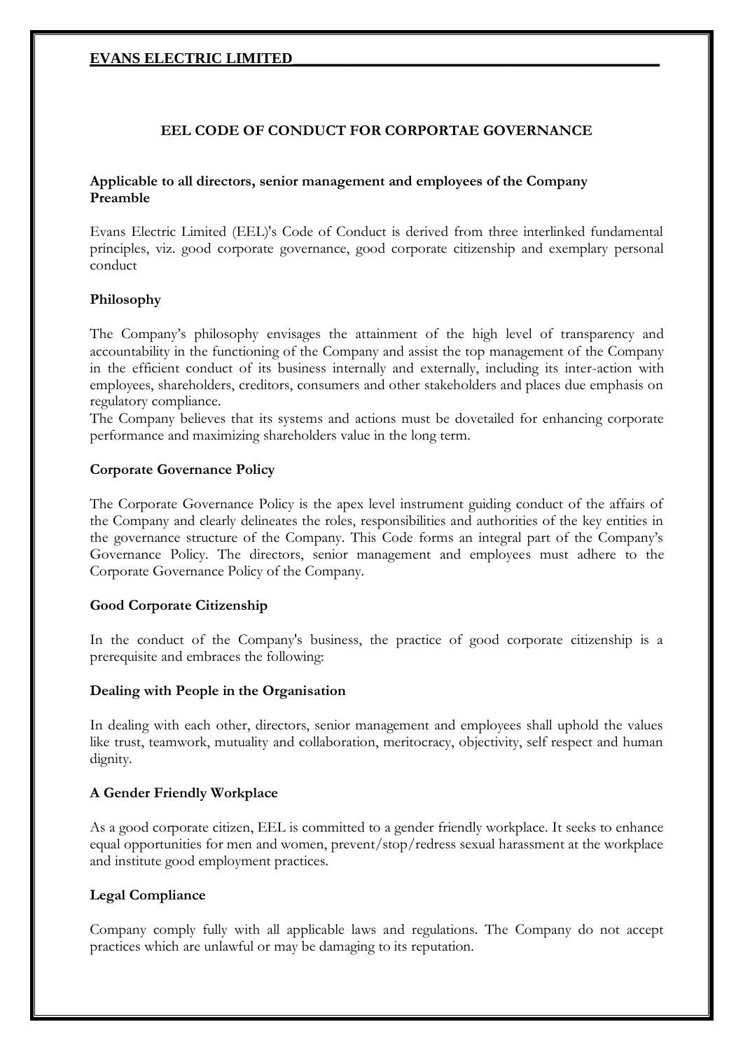# EVANS ELECTRIC LIMITED

## EEL CODE OF CONDUCT FOR CORPORTAE GOVERNANCE

**Applicable to all directors, senior management and employees of the Company**
**Preamble**

Evans Electric Limited (EEL)'s Code of Conduct is derived from three interlinked fundamental principles, viz. good corporate governance, good corporate citizenship and exemplary personal conduct

### Philosophy

The Company's philosophy envisages the attainment of the high level of transparency and accountability in the functioning of the Company and assist the top management of the Company in the efficient conduct of its business internally and externally, including its inter-action with employees, shareholders, creditors, consumers and other stakeholders and places due emphasis on regulatory compliance.

The Company believes that its systems and actions must be dovetailed for enhancing corporate performance and maximizing shareholders value in the long term.

### Corporate Governance Policy

The Corporate Governance Policy is the apex level instrument guiding conduct of the affairs of the Company and clearly delineates the roles, responsibilities and authorities of the key entities in the governance structure of the Company. This Code forms an integral part of the Company's Governance Policy. The directors, senior management and employees must adhere to the Corporate Governance Policy of the Company.

### Good Corporate Citizenship

In the conduct of the Company's business, the practice of good corporate citizenship is a prerequisite and embraces the following:

### Dealing with People in the Organisation

In dealing with each other, directors, senior management and employees shall uphold the values like trust, teamwork, mutuality and collaboration, meritocracy, objectivity, self respect and human dignity.

### A Gender Friendly Workplace

As a good corporate citizen, EEL is committed to a gender friendly workplace. It seeks to enhance equal opportunities for men and women, prevent/stop/redress sexual harassment at the workplace and institute good employment practices.

### Legal Compliance

Company comply fully with all applicable laws and regulations. The Company do not accept practices which are unlawful or may be damaging to its reputation.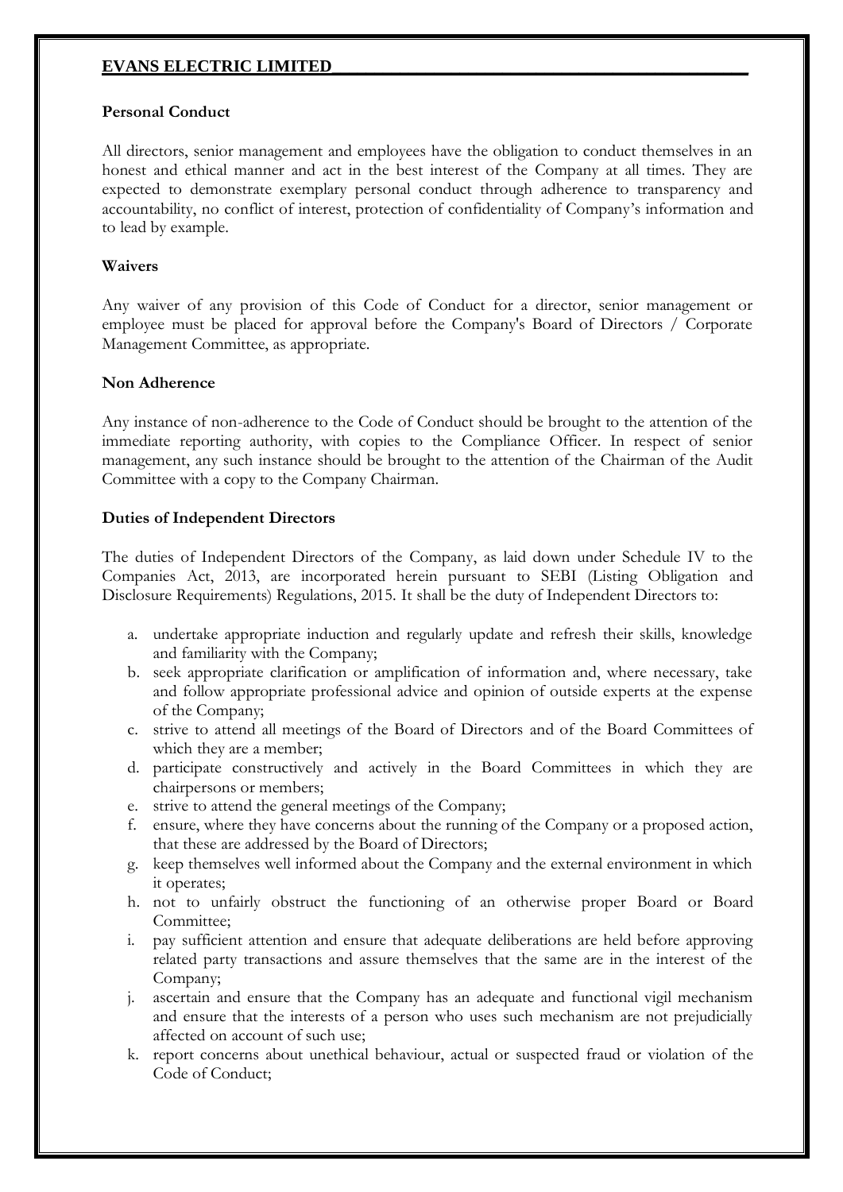**Personal Conduct**

All directors, senior management and employees have the obligation to conduct themselves in an honest and ethical manner and act in the best interest of the Company at all times. They are expected to demonstrate exemplary personal conduct through adherence to transparency and accountability, no conflict of interest, protection of confidentiality of Company's information and to lead by example.

**Waivers**

Any waiver of any provision of this Code of Conduct for a director, senior management or employee must be placed for approval before the Company's Board of Directors / Corporate Management Committee, as appropriate.

**Non Adherence**

Any instance of non-adherence to the Code of Conduct should be brought to the attention of the immediate reporting authority, with copies to the Compliance Officer. In respect of senior management, any such instance should be brought to the attention of the Chairman of the Audit Committee with a copy to the Company Chairman.

**Duties of Independent Directors**

The duties of Independent Directors of the Company, as laid down under Schedule IV to the Companies Act, 2013, are incorporated herein pursuant to SEBI (Listing Obligation and Disclosure Requirements) Regulations, 2015. It shall be the duty of Independent Directors to:

a. undertake appropriate induction and regularly update and refresh their skills, knowledge and familiarity with the Company;
b. seek appropriate clarification or amplification of information and, where necessary, take and follow appropriate professional advice and opinion of outside experts at the expense of the Company;
c. strive to attend all meetings of the Board of Directors and of the Board Committees of which they are a member;
d. participate constructively and actively in the Board Committees in which they are chairpersons or members;
e. strive to attend the general meetings of the Company;
f. ensure, where they have concerns about the running of the Company or a proposed action, that these are addressed by the Board of Directors;
g. keep themselves well informed about the Company and the external environment in which it operates;
h. not to unfairly obstruct the functioning of an otherwise proper Board or Board Committee;
i. pay sufficient attention and ensure that adequate deliberations are held before approving related party transactions and assure themselves that the same are in the interest of the Company;
j. ascertain and ensure that the Company has an adequate and functional vigil mechanism and ensure that the interests of a person who uses such mechanism are not prejudicially affected on account of such use;
k. report concerns about unethical behaviour, actual or suspected fraud or violation of the Code of Conduct;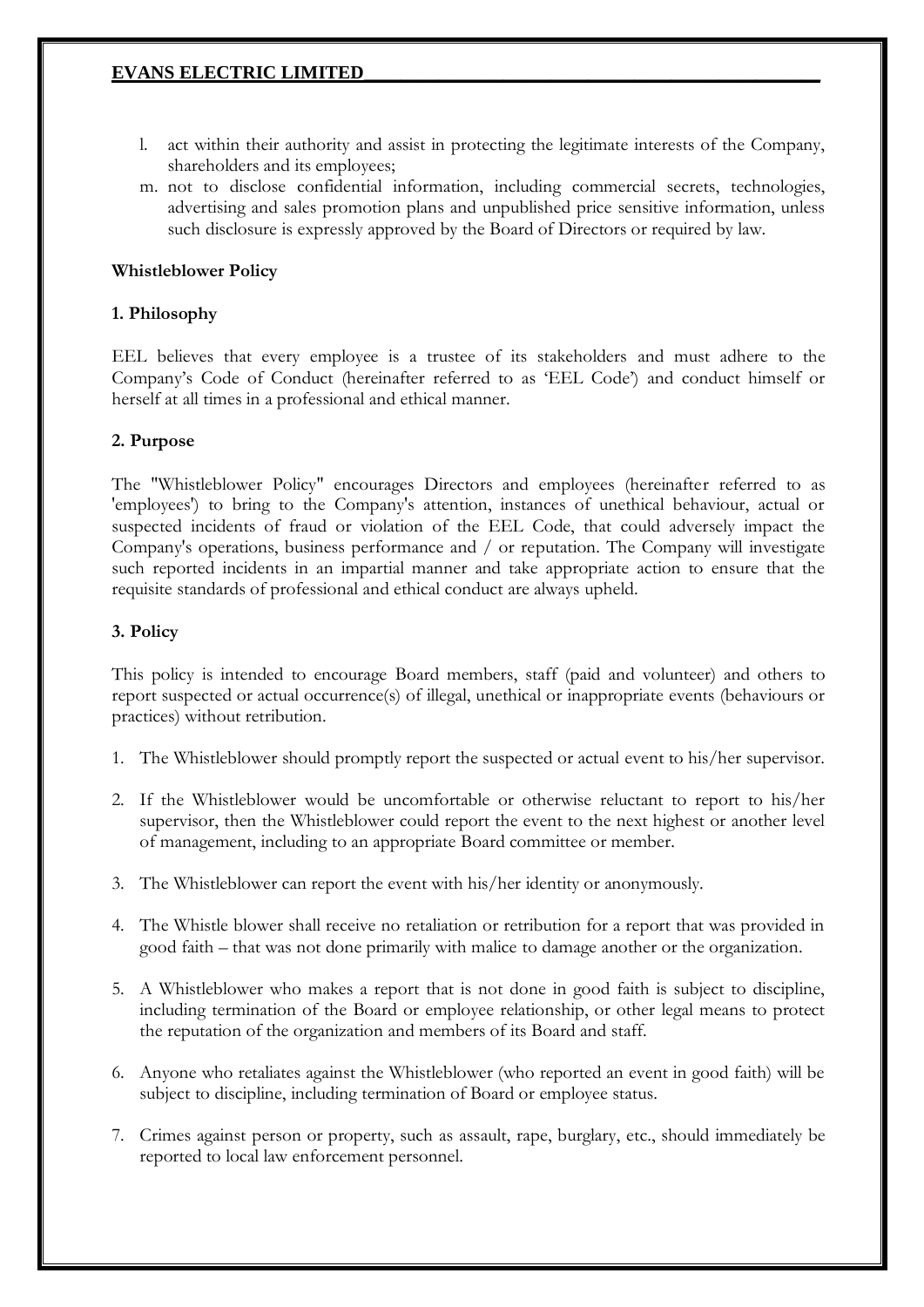l. act within their authority and assist in protecting the legitimate interests of the Company, shareholders and its employees;
m. not to disclose confidential information, including commercial secrets, technologies, advertising and sales promotion plans and unpublished price sensitive information, unless such disclosure is expressly approved by the Board of Directors or required by law.

**Whistleblower Policy**

**1. Philosophy**

EEL believes that every employee is a trustee of its stakeholders and must adhere to the Company's Code of Conduct (hereinafter referred to as 'EEL Code') and conduct himself or herself at all times in a professional and ethical manner.

**2. Purpose**

The "Whistleblower Policy" encourages Directors and employees (hereinafter referred to as 'employees') to bring to the Company's attention, instances of unethical behaviour, actual or suspected incidents of fraud or violation of the EEL Code, that could adversely impact the Company's operations, business performance and / or reputation. The Company will investigate such reported incidents in an impartial manner and take appropriate action to ensure that the requisite standards of professional and ethical conduct are always upheld.

**3. Policy**

This policy is intended to encourage Board members, staff (paid and volunteer) and others to report suspected or actual occurrence(s) of illegal, unethical or inappropriate events (behaviours or practices) without retribution.

1. The Whistleblower should promptly report the suspected or actual event to his/her supervisor.

2. If the Whistleblower would be uncomfortable or otherwise reluctant to report to his/her supervisor, then the Whistleblower could report the event to the next highest or another level of management, including to an appropriate Board committee or member.

3. The Whistleblower can report the event with his/her identity or anonymously.

4. The Whistle blower shall receive no retaliation or retribution for a report that was provided in good faith – that was not done primarily with malice to damage another or the organization.

5. A Whistleblower who makes a report that is not done in good faith is subject to discipline, including termination of the Board or employee relationship, or other legal means to protect the reputation of the organization and members of its Board and staff.

6. Anyone who retaliates against the Whistleblower (who reported an event in good faith) will be subject to discipline, including termination of Board or employee status.

7. Crimes against person or property, such as assault, rape, burglary, etc., should immediately be reported to local law enforcement personnel.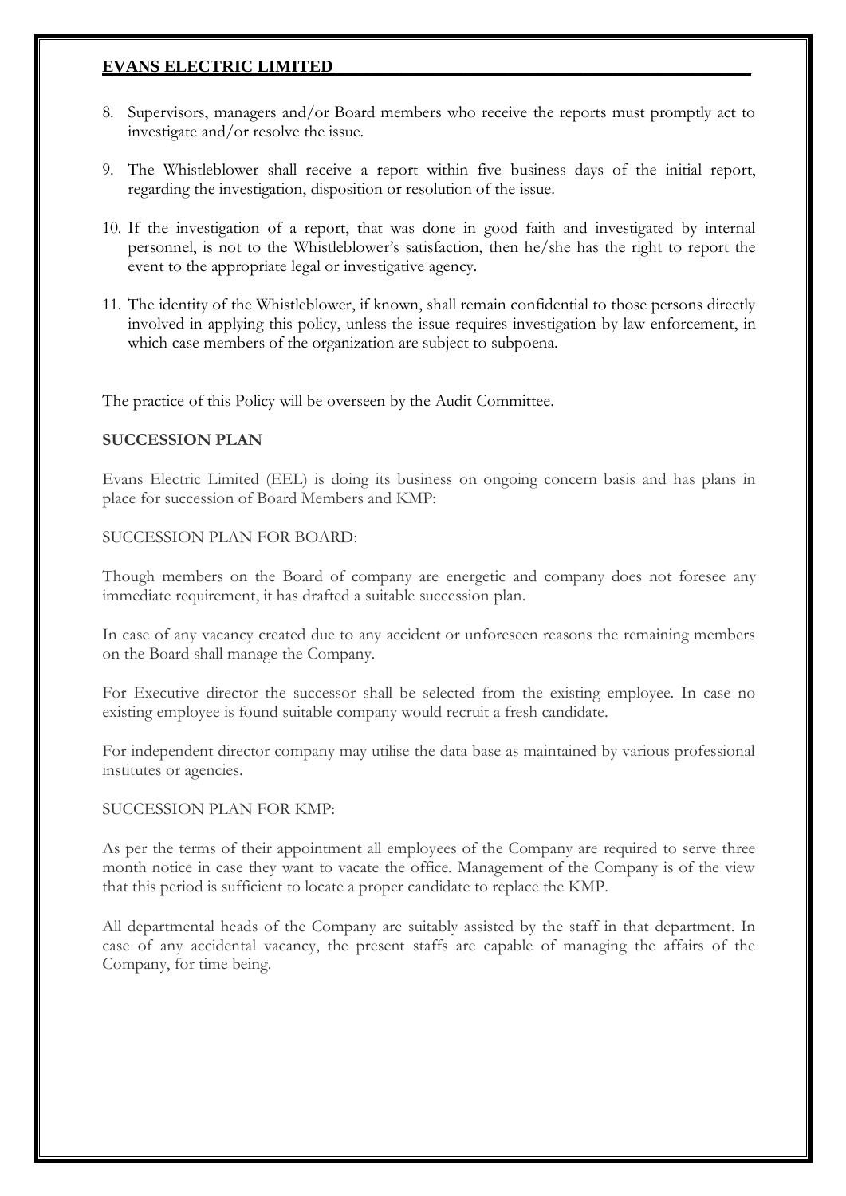8. Supervisors, managers and/or Board members who receive the reports must promptly act to investigate and/or resolve the issue.

9. The Whistleblower shall receive a report within five business days of the initial report, regarding the investigation, disposition or resolution of the issue.

10. If the investigation of a report, that was done in good faith and investigated by internal personnel, is not to the Whistleblower's satisfaction, then he/she has the right to report the event to the appropriate legal or investigative agency.

11. The identity of the Whistleblower, if known, shall remain confidential to those persons directly involved in applying this policy, unless the issue requires investigation by law enforcement, in which case members of the organization are subject to subpoena.

The practice of this Policy will be overseen by the Audit Committee.

**SUCCESSION PLAN**

Evans Electric Limited (EEL) is doing its business on ongoing concern basis and has plans in place for succession of Board Members and KMP:

SUCCESSION PLAN FOR BOARD:

Though members on the Board of company are energetic and company does not foresee any immediate requirement, it has drafted a suitable succession plan.

In case of any vacancy created due to any accident or unforeseen reasons the remaining members on the Board shall manage the Company.

For Executive director the successor shall be selected from the existing employee. In case no existing employee is found suitable company would recruit a fresh candidate.

For independent director company may utilise the data base as maintained by various professional institutes or agencies.

SUCCESSION PLAN FOR KMP:

As per the terms of their appointment all employees of the Company are required to serve three month notice in case they want to vacate the office. Management of the Company is of the view that this period is sufficient to locate a proper candidate to replace the KMP.

All departmental heads of the Company are suitably assisted by the staff in that department. In case of any accidental vacancy, the present staffs are capable of managing the affairs of the Company, for time being.